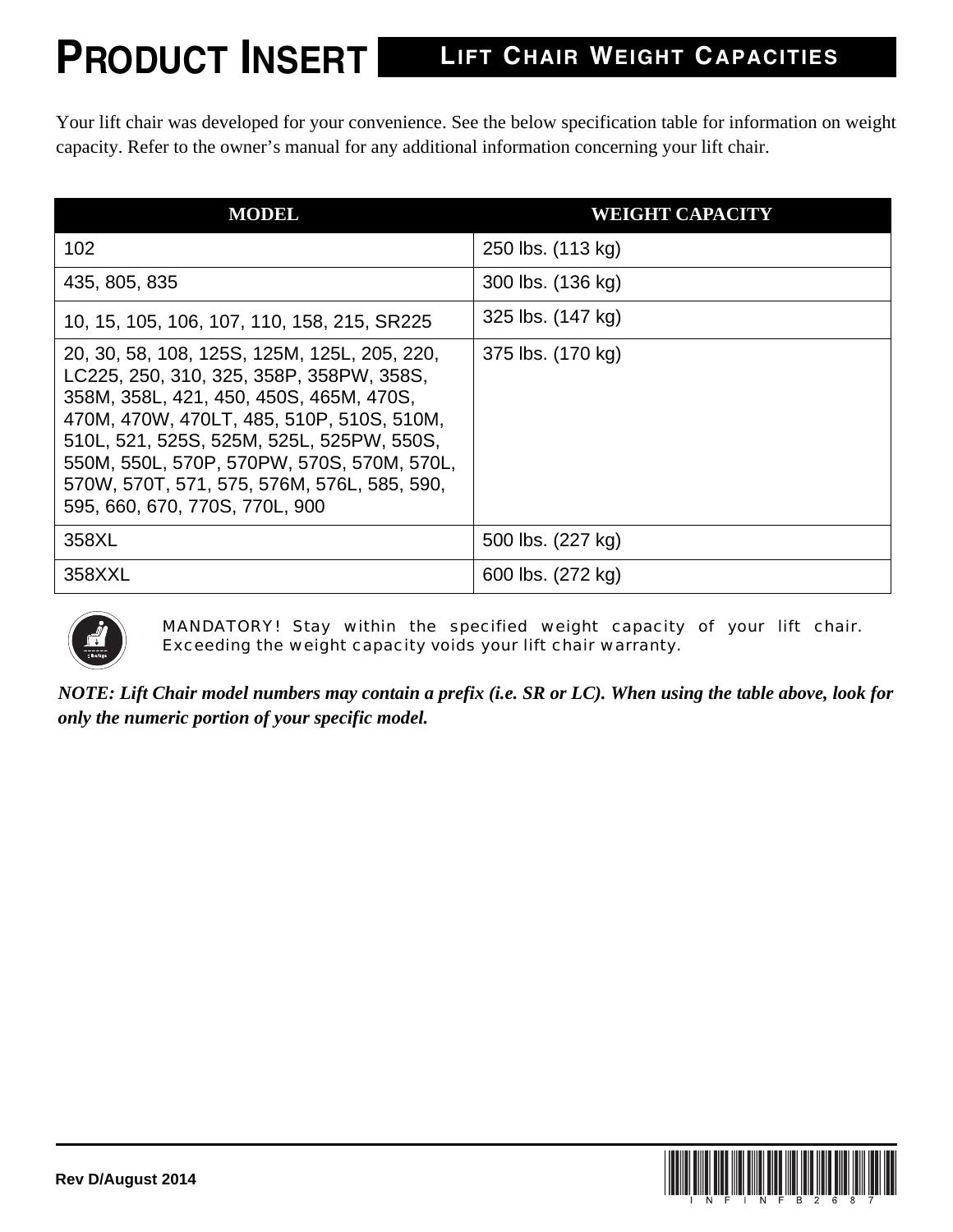# PRODUCT INSERT — LIFT CHAIR WEIGHT CAPACITIES

Your lift chair was developed for your convenience. See the below specification table for information on weight capacity. Refer to the owner's manual for any additional information concerning your lift chair.

| MODEL | WEIGHT CAPACITY |
|---|---|
| 102 | 250 lbs. (113 kg) |
| 435, 805, 835 | 300 lbs. (136 kg) |
| 10, 15, 105, 106, 107, 110, 158, 215, SR225 | 325 lbs. (147 kg) |
| 20, 30, 58, 108, 125S, 125M, 125L, 205, 220, LC225, 250, 310, 325, 358P, 358PW, 358S, 358M, 358L, 421, 450, 450S, 465M, 470S, 470M, 470W, 470LT, 485, 510P, 510S, 510M, 510L, 521, 525S, 525M, 525L, 525PW, 550S, 550M, 550L, 570P, 570PW, 570S, 570M, 570L, 570W, 570T, 571, 575, 576M, 576L, 585, 590, 595, 660, 670, 770S, 770L, 900 | 375 lbs. (170 kg) |
| 358XL | 500 lbs. (227 kg) |
| 358XXL | 600 lbs. (272 kg) |

MANDATORY! Stay within the specified weight capacity of your lift chair. Exceeding the weight capacity voids your lift chair warranty.

***NOTE: Lift Chair model numbers may contain a prefix (i.e. SR or LC). When using the table above, look for only the numeric portion of your specific model.***

Rev D/August 2014

INFINFB2687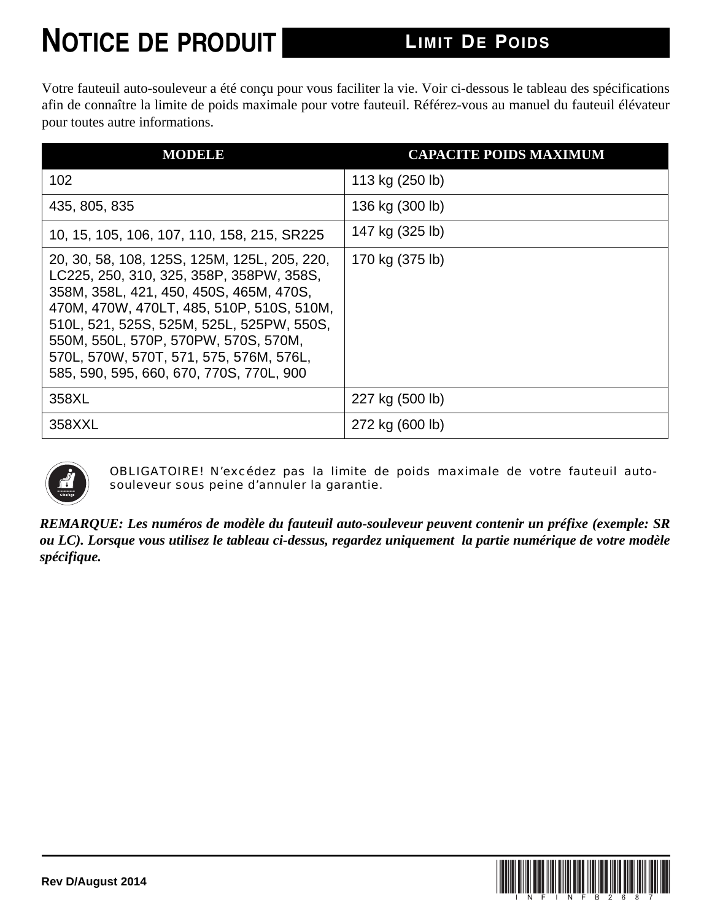# NOTICE DE PRODUIT

## LIMIT DE POIDS

Votre fauteuil auto-souleveur a été conçu pour vous faciliter la vie. Voir ci-dessous le tableau des spécifications afin de connaître la limite de poids maximale pour votre fauteuil. Référez-vous au manuel du fauteuil élévateur pour toutes autre informations.

| MODELE | CAPACITE POIDS MAXIMUM |
|---|---|
| 102 | 113 kg (250 lb) |
| 435, 805, 835 | 136 kg (300 lb) |
| 10, 15, 105, 106, 107, 110, 158, 215, SR225 | 147 kg (325 lb) |
| 20, 30, 58, 108, 125S, 125M, 125L, 205, 220, LC225, 250, 310, 325, 358P, 358PW, 358S, 358M, 358L, 421, 450, 450S, 465M, 470S, 470M, 470W, 470LT, 485, 510P, 510S, 510M, 510L, 521, 525S, 525M, 525L, 525PW, 550S, 550M, 550L, 570P, 570PW, 570S, 570M, 570L, 570W, 570T, 571, 575, 576M, 576L, 585, 590, 595, 660, 670, 770S, 770L, 900 | 170 kg (375 lb) |
| 358XL | 227 kg (500 lb) |
| 358XXL | 272 kg (600 lb) |

OBLIGATOIRE! N'excédez pas la limite de poids maximale de votre fauteuil auto-souleveur sous peine d'annuler la garantie.

***REMARQUE: Les numéros de modèle du fauteuil auto-souleveur peuvent contenir un préfixe (exemple: SR ou LC). Lorsque vous utilisez le tableau ci-dessus, regardez uniquement la partie numérique de votre modèle spécifique.***

Rev D/August 2014

INFINFB2687